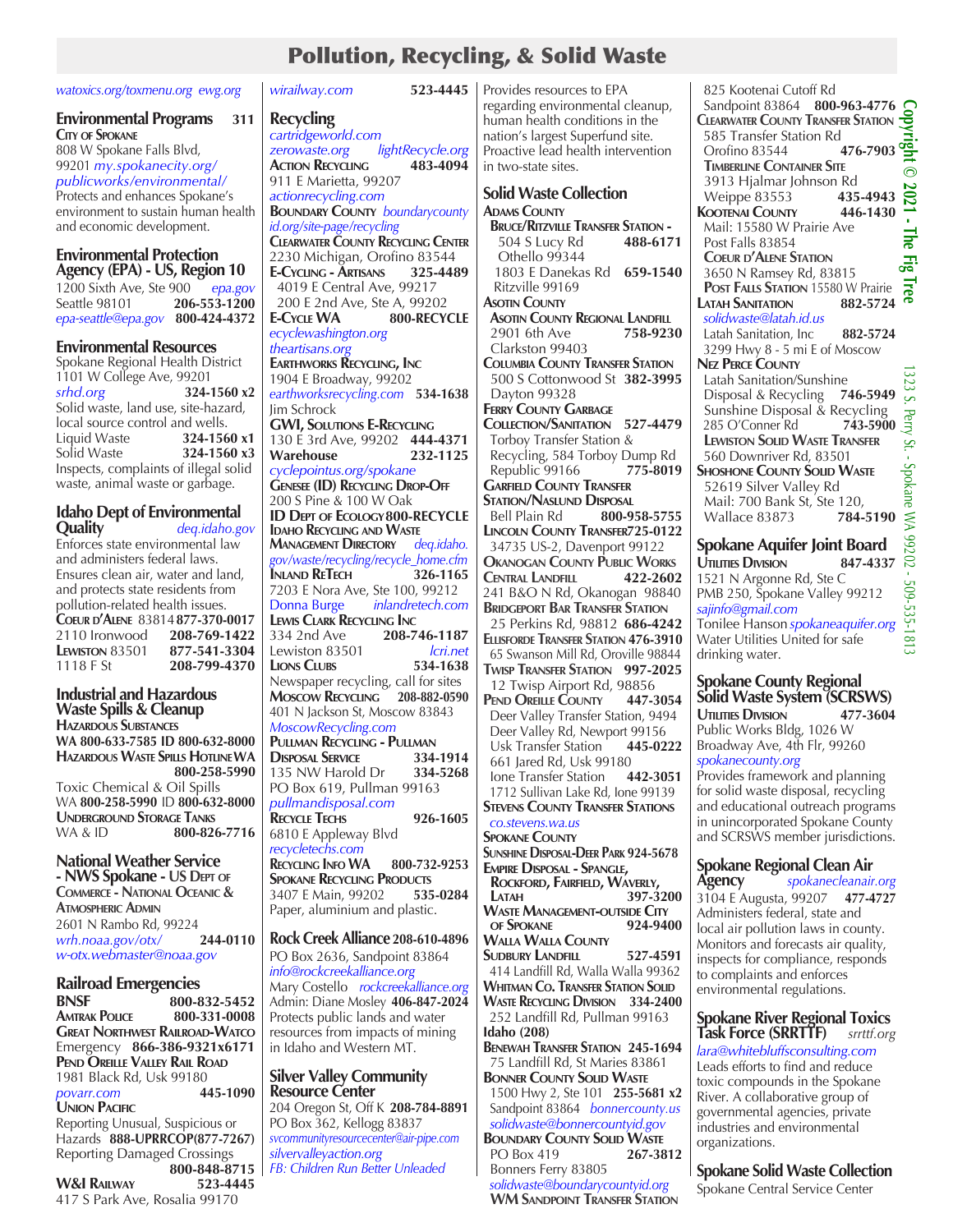# Pollution, Recycling, & Solid Waste

watoxics.org/toxmenu.org ewg.org

## Environmental Programs 311

**City of Spokane**
808 W Spokane Falls Blvd, 99201 my.spokanecity.org/publicworks/environmental/
Protects and enhances Spokane's environment to sustain human health and economic development.

## Environmental Protection Agency (EPA) - US, Region 10

1200 Sixth Ave, Ste 900 epa.gov
Seattle 98101 **206-553-1200**
epa-seattle@epa.gov **800-424-4372**

## Environmental Resources

Spokane Regional Health District
1101 W College Ave, 99201
srhd.org **324-1560 x2**
Solid waste, land use, site-hazard, local source control and wells.
Liquid Waste **324-1560 x1**
Solid Waste **324-1560 x3**
Inspects, complaints of illegal solid waste, animal waste or garbage.

## Idaho Dept of Environmental Quality

deq.idaho.gov
Enforces state environmental law and administers federal laws. Ensures clean air, water and land, and protects state residents from pollution-related health issues.
**Coeur d'Alene** 83814 **877-370-0017**
2110 Ironwood **208-769-1422**
**Lewiston** 83501 **877-541-3304**
1118 F St **208-799-4370**

## Industrial and Hazardous Waste Spills & Cleanup

**Hazardous Substances**
**WA 800-633-7585 ID 800-632-8000**
**Hazardous Waste Spills Hotline WA 800-258-5990**
Toxic Chemical & Oil Spills
WA **800-258-5990** ID **800-632-8000**
**Underground Storage Tanks**
WA & ID **800-826-7716**

## National Weather Service - NWS Spokane - US Dept of Commerce - National Oceanic & Atmospheric Admin

2601 N Rambo Rd, 99224
wrh.noaa.gov/otx/ **244-0110**
w-otx.webmaster@noaa.gov

## Railroad Emergencies

**BNSF** **800-832-5452**
**Amtrak Police** **800-331-0008**
**Great Northwest Railroad-Watco**
Emergency **866-386-9321x6171**
**Pend Oreille Valley Rail Road**
1981 Black Rd, Usk 99180
povarr.com **445-1090**
**Union Pacific**
Reporting Unusual, Suspicious or Hazards **888-UPRRCOP(877-7267)**
Reporting Damaged Crossings **800-848-8715**
**W&I Railway** **523-4445**
417 S Park Ave, Rosalia 99170
wirailway.com **523-4445**

## Recycling

cartridgeworld.com
zerowaste.org lightRecycle.org
**Action Recycling** **483-4094**
911 E Marietta, 99207
actionrecycling.com
**Boundary County** boundarycountyid.org/site-page/recycling
**Clearwater County Recycling Center**
2230 Michigan, Orofino 83544
**E-Cycling - Artisans** **325-4489**
4019 E Central Ave, 99217
200 E 2nd Ave, Ste A, 99202
**E-Cycle WA** **800-RECYCLE**
ecyclewashington.org
theartisans.org
**Earthworks Recycling, Inc**
1904 E Broadway, 99202
earthworksrecycling.com **534-1638**
Jim Schrock
**GWI, Solutions E-Recycling**
130 E 3rd Ave, 99202 **444-4371**
**Warehouse** **232-1125**
cyclepointus.org/spokane
**Genesee (ID) Recycling Drop-Off**
200 S Pine & 100 W Oak
**ID Dept of Ecology 800-RECYCLE**
**Idaho Recycling and Waste Management Directory** deq.idaho.gov/waste/recycling/recycle_home.cfm
**Inland ReTech** **326-1165**
7203 E Nora Ave, Ste 100, 99212
Donna Burge inlandretech.com
**Lewis Clark Recycling Inc**
334 2nd Ave **208-746-1187**
Lewiston 83501 lcri.net
**Lions Clubs** **534-1638**
Newspaper recycling, call for sites
**Moscow Recycling** **208-882-0590**
401 N Jackson St, Moscow 83843
MoscowRecycling.com
**Pullman Recycling - Pullman Disposal Service** **334-1914**
135 NW Harold Dr **334-5268**
PO Box 619, Pullman 99163
pullmandisposal.com
**Recycle Techs** **926-1605**
6810 E Appleway Blvd
recycletechs.com
**Recycling Info WA** **800-732-9253**
**Spokane Recycling Products**
3407 E Main, 99202 **535-0284**
Paper, aluminium and plastic.

## Rock Creek Alliance 208-610-4896

PO Box 2636, Sandpoint 83864
info@rockcreekalliance.org
Mary Costello rockcreekalliance.org
Admin: Diane Mosley **406-847-2024**
Protects public lands and water resources from impacts of mining in Idaho and Western MT.

## Silver Valley Community Resource Center

204 Oregon St, Off K **208-784-8891**
PO Box 362, Kellogg 83837
svcommunityresourcecenter@air-pipe.com
silvervalleyaction.org
FB: Children Run Better Unleaded

Provides resources to EPA regarding environmental cleanup, human health conditions in the nation's largest Superfund site. Proactive lead health intervention in two-state sites.

## Solid Waste Collection

**Adams County**
**Bruce/Ritzville Transfer Station -**
504 S Lucy Rd **488-6171**
Othello 99344
1803 E Danekas Rd **659-1540**
Ritzville 99169
**Asotin County**
**Asotin County Regional Landfill**
2901 6th Ave **758-9230**
Clarkston 99403
**Columbia County Transfer Station**
500 S Cottonwood St **382-3995**
Dayton 99328
**Ferry County Garbage Collection/Sanitation** **527-4479**
Torboy Transfer Station & Recycling, 584 Torboy Dump Rd
Republic 99166 **775-8019**
**Garfield County Transfer Station/Naslund Disposal**
Bell Plain Rd **800-958-5755**
**Lincoln County Transfer 725-0122**
34735 US-2, Davenport 99122
**Okanogan County Public Works Central Landfill** **422-2602**
241 B&O N Rd, Okanogan 98840
**Bridgeport Bar Transfer Station**
25 Perkins Rd, 98812 **686-4242**
**Ellisforde Transfer Station 476-3910**
65 Swanson Mill Rd, Oroville 98844
**Twisp Transfer Station** **997-2025**
12 Twisp Airport Rd, 98856
**Pend Oreille County** **447-3054**
Deer Valley Transfer Station, 9494 Deer Valley Rd, Newport 99156
Usk Transfer Station **445-0222**
661 Jared Rd, Usk 99180
Ione Transfer Station **442-3051**
1712 Sullivan Lake Rd, Ione 99139
**Stevens County Transfer Stations**
co.stevens.wa.us
**Spokane County**
**Sunshine Disposal-Deer Park 924-5678**
**Empire Disposal - Spangle, Rockford, Fairfield, Waverly, Latah** **397-3200**
**Waste Management-outside City of Spokane** **924-9400**
**Walla Walla County**
**Sudbury Landfill** **527-4591**
414 Landfill Rd, Walla Walla 99362
**Whitman Co. Transfer Station Solid Waste Recycling Division** **334-2400**
252 Landfill Rd, Pullman 99163
**Idaho (208)**
**Benewah Transfer Station** **245-1694**
75 Landfill Rd, St Maries 83861
**Bonner County Solid Waste**
1500 Hwy 2, Ste 101 **255-5681 x2**
Sandpoint 83864 bonnercounty.us
solidwaste@bonnercountyid.gov
**Boundary County Solid Waste**
PO Box 419 **267-3812**
Bonners Ferry 83805
solidwaste@boundarycountyid.org
**WM Sandpoint Transfer Station**
825 Kootenai Cutoff Rd
Sandpoint 83864 **800-963-4776**
**Clearwater County Transfer Station**
585 Transfer Station Rd
Orofino 83544 **476-7903**
**Timberline Container Site**
3913 Hjalmar Johnson Rd
Weippe 83553 **435-4943**
**Kootenai County** **446-1430**
Mail: 15580 W Prairie Ave
Post Falls 83854
**Coeur d'Alene Station**
3650 N Ramsey Rd, 83815
**Post Falls Station** 15580 W Prairie
**Latah Sanitation** **882-5724**
solidwaste@latah.id.us
Latah Sanitation, Inc **882-5724**
3299 Hwy 8 - 5 mi E of Moscow
**Nez Perce County**
Latah Sanitation/Sunshine Disposal & Recycling **746-5949**
Sunshine Disposal & Recycling
285 O'Conner Rd **743-5900**
**Lewiston Solid Waste Transfer**
560 Downriver Rd, 83501
**Shoshone County Solid Waste**
52619 Silver Valley Rd
Mail: 700 Bank St, Ste 120,
Wallace 83873 **784-5190**

## Spokane Aquifer Joint Board

**Utilities Division** **847-4337**
1521 N Argonne Rd, Ste C
PMB 250, Spokane Valley 99212
sajinfo@gmail.com
Tonilee Hanson spokaneaquifer.org
Water Utilities United for safe drinking water.

## Spokane County Regional Solid Waste System (SCRSWS)

**Utilities Division** **477-3604**
Public Works Bldg, 1026 W Broadway Ave, 4th Flr, 99260
spokanecounty.org
Provides framework and planning for solid waste disposal, recycling and educational outreach programs in unincorporated Spokane County and SCRSWS member jurisdictions.

## Spokane Regional Clean Air Agency

spokanecleanair.org
3104 E Augusta, 99207 **477-4727**
Administers federal, state and local air pollution laws in county. Monitors and forecasts air quality, inspects for compliance, responds to complaints and enforces environmental regulations.

## Spokane River Regional Toxics Task Force (SRRTTF)

srrttf.org
lara@whitebluffsconsulting.com
Leads efforts to find and reduce toxic compounds in the Spokane River. A collaborative group of governmental agencies, private industries and environmental organizations.

## Spokane Solid Waste Collection

Spokane Central Service Center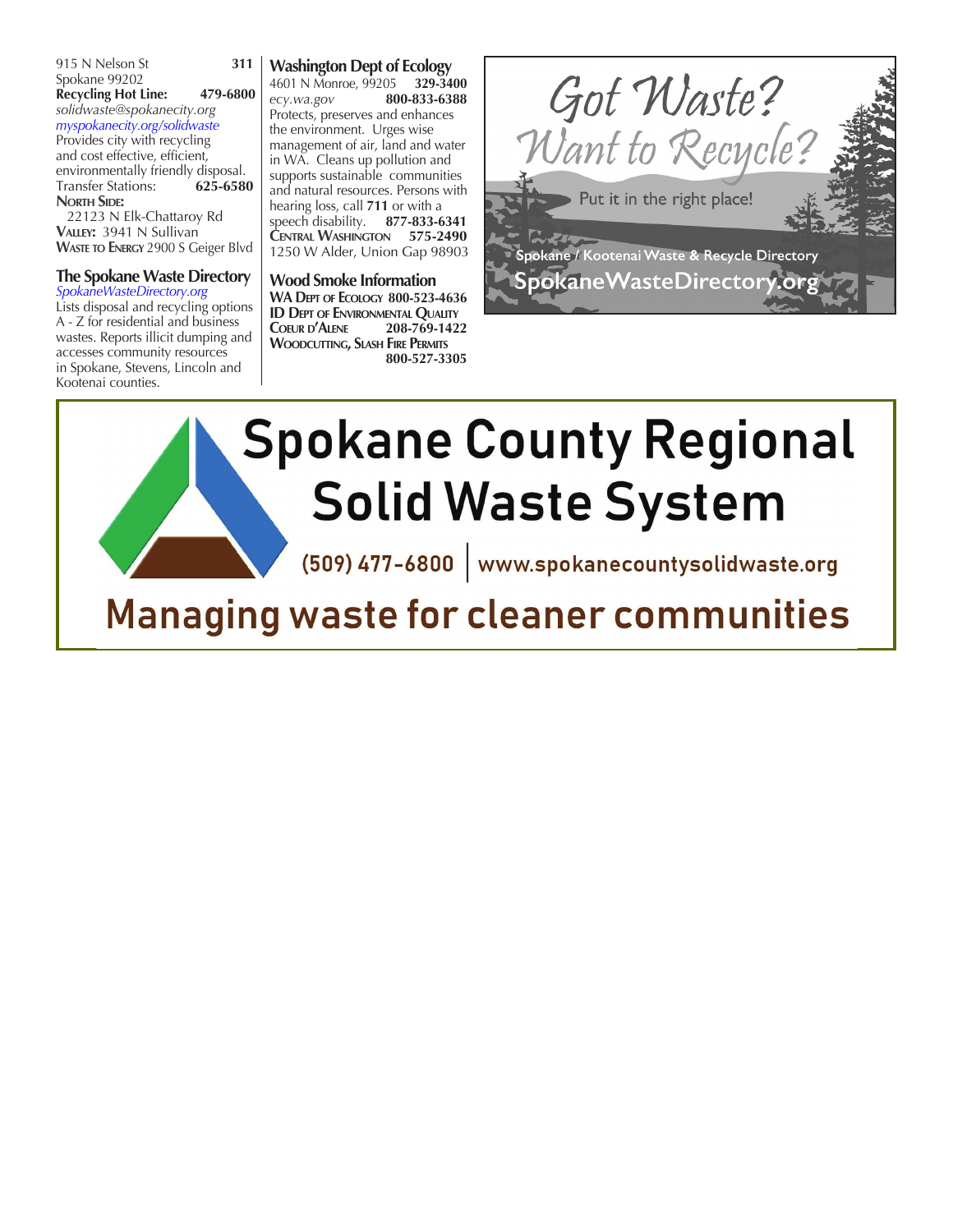915 N Nelson St **311**
Spokane 99202
**Recycling Hot Line: 479-6800**
*solidwaste@spokanecity.org*
*myspokanecity.org/solidwaste*
Provides city with recycling and cost effective, efficient, environmentally friendly disposal.
Transfer Stations: **625-6580**
**North Side:**
22123 N Elk-Chattaroy Rd
**Valley:** 3941 N Sullivan
**Waste to Energy** 2900 S Geiger Blvd

### The Spokane Waste Directory

*SpokaneWasteDirectory.org*
Lists disposal and recycling options A - Z for residential and business wastes. Reports illicit dumping and accesses community resources in Spokane, Stevens, Lincoln and Kootenai counties.

### Washington Dept of Ecology

4601 N Monroe, 99205 **329-3400**
*ecy.wa.gov* **800-833-6388**
Protects, preserves and enhances the environment. Urges wise management of air, land and water in WA. Cleans up pollution and supports sustainable communities and natural resources. Persons with hearing loss, call **711** or with a speech disability. **877-833-6341**
**Central Washington 575-2490**
1250 W Alder, Union Gap 98903

### Wood Smoke Information

**WA Dept of Ecology 800-523-4636**
**ID Dept of Environmental Quality**
**Coeur d'Alene 208-769-1422**
**Woodcutting, Slash Fire Permits**
**800-527-3305**

Got Waste?
Want to Recycle?
Put it in the right place!
Spokane / Kootenai Waste & Recycle Directory
SpokaneWasteDirectory.org

## Spokane County Regional Solid Waste System

(509) 477-6800 | www.spokanecountysolidwaste.org

**Managing waste for cleaner communities**